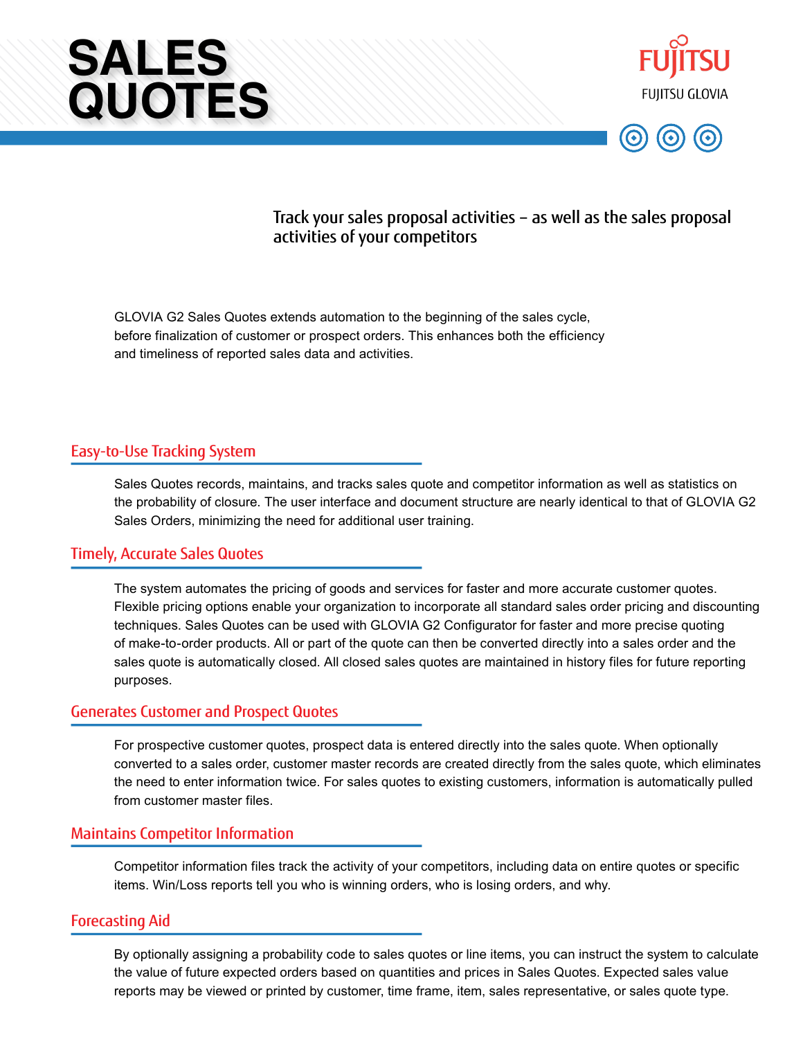# SALES QUOTES

FUJITSU

FUJITSU GLOVIA

Track your sales proposal activities – as well as the sales proposal activities of your competitors

GLOVIA G2 Sales Quotes extends automation to the beginning of the sales cycle, before finalization of customer or prospect orders. This enhances both the efficiency and timeliness of reported sales data and activities.

## Easy-to-Use Tracking System

Sales Quotes records, maintains, and tracks sales quote and competitor information as well as statistics on the probability of closure. The user interface and document structure are nearly identical to that of GLOVIA G2 Sales Orders, minimizing the need for additional user training.

## Timely, Accurate Sales Quotes

The system automates the pricing of goods and services for faster and more accurate customer quotes. Flexible pricing options enable your organization to incorporate all standard sales order pricing and discounting techniques. Sales Quotes can be used with GLOVIA G2 Configurator for faster and more precise quoting of make-to-order products. All or part of the quote can then be converted directly into a sales order and the sales quote is automatically closed. All closed sales quotes are maintained in history files for future reporting purposes.

## Generates Customer and Prospect Quotes

For prospective customer quotes, prospect data is entered directly into the sales quote. When optionally converted to a sales order, customer master records are created directly from the sales quote, which eliminates the need to enter information twice. For sales quotes to existing customers, information is automatically pulled from customer master files.

## Maintains Competitor Information

Competitor information files track the activity of your competitors, including data on entire quotes or specific items. Win/Loss reports tell you who is winning orders, who is losing orders, and why.

## Forecasting Aid

By optionally assigning a probability code to sales quotes or line items, you can instruct the system to calculate the value of future expected orders based on quantities and prices in Sales Quotes. Expected sales value reports may be viewed or printed by customer, time frame, item, sales representative, or sales quote type.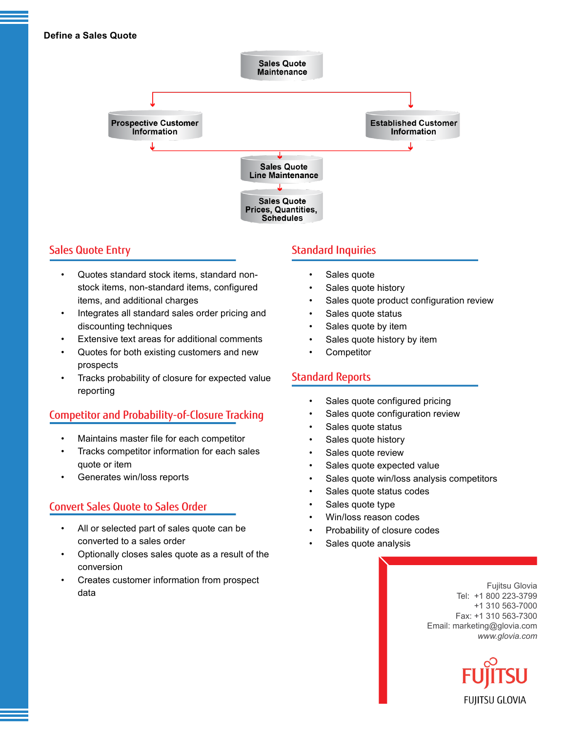**Define a Sales Quote**

Sales Quote Maintenance

Prospective Customer Information

Established Customer Information

Sales Quote Line Maintenance

Sales Quote Prices, Quantities, Schedules

## Sales Quote Entry

- Quotes standard stock items, standard non-stock items, non-standard items, configured items, and additional charges
- Integrates all standard sales order pricing and discounting techniques
- Extensive text areas for additional comments
- Quotes for both existing customers and new prospects
- Tracks probability of closure for expected value reporting

## Competitor and Probability-of-Closure Tracking

- Maintains master file for each competitor
- Tracks competitor information for each sales quote or item
- Generates win/loss reports

## Convert Sales Quote to Sales Order

- All or selected part of sales quote can be converted to a sales order
- Optionally closes sales quote as a result of the conversion
- Creates customer information from prospect data

## Standard Inquiries

- Sales quote
- Sales quote history
- Sales quote product configuration review
- Sales quote status
- Sales quote by item
- Sales quote history by item
- Competitor

## Standard Reports

- Sales quote configured pricing
- Sales quote configuration review
- Sales quote status
- Sales quote history
- Sales quote review
- Sales quote expected value
- Sales quote win/loss analysis competitors
- Sales quote status codes
- Sales quote type
- Win/loss reason codes
- Probability of closure codes
- Sales quote analysis

Fujitsu Glovia
Tel: +1 800 223-3799
+1 310 563-7000
Fax: +1 310 563-7300
Email: marketing@glovia.com
*www.glovia.com*

FUJITSU

FUJITSU GLOVIA